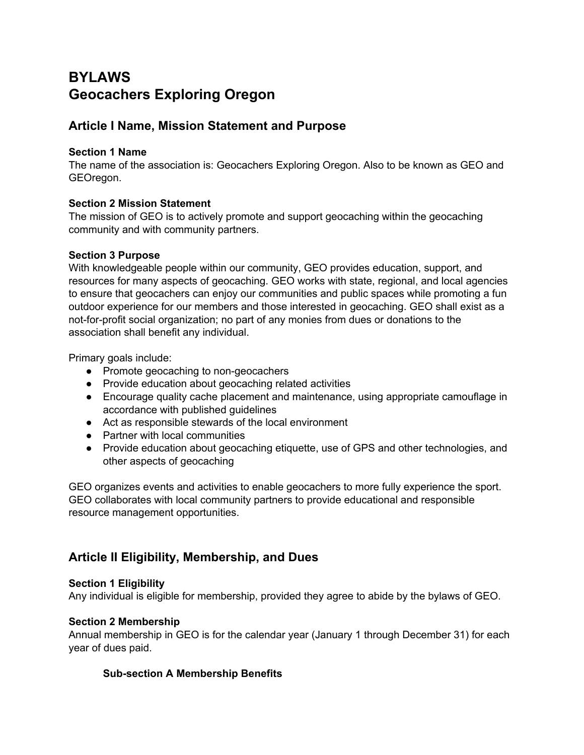# BYLAWS
# Geocachers Exploring Oregon

## Article I Name, Mission Statement and Purpose

**Section 1 Name**
The name of the association is: Geocachers Exploring Oregon. Also to be known as GEO and GEOregon.

**Section 2 Mission Statement**
The mission of GEO is to actively promote and support geocaching within the geocaching community and with community partners.

**Section 3 Purpose**
With knowledgeable people within our community, GEO provides education, support, and resources for many aspects of geocaching. GEO works with state, regional, and local agencies to ensure that geocachers can enjoy our communities and public spaces while promoting a fun outdoor experience for our members and those interested in geocaching. GEO shall exist as a not-for-profit social organization; no part of any monies from dues or donations to the association shall benefit any individual.

Primary goals include:

- Promote geocaching to non-geocachers
- Provide education about geocaching related activities
- Encourage quality cache placement and maintenance, using appropriate camouflage in accordance with published guidelines
- Act as responsible stewards of the local environment
- Partner with local communities
- Provide education about geocaching etiquette, use of GPS and other technologies, and other aspects of geocaching

GEO organizes events and activities to enable geocachers to more fully experience the sport. GEO collaborates with local community partners to provide educational and responsible resource management opportunities.

## Article II Eligibility, Membership, and Dues

**Section 1 Eligibility**
Any individual is eligible for membership, provided they agree to abide by the bylaws of GEO.

**Section 2 Membership**
Annual membership in GEO is for the calendar year (January 1 through December 31) for each year of dues paid.

**Sub-section A Membership Benefits**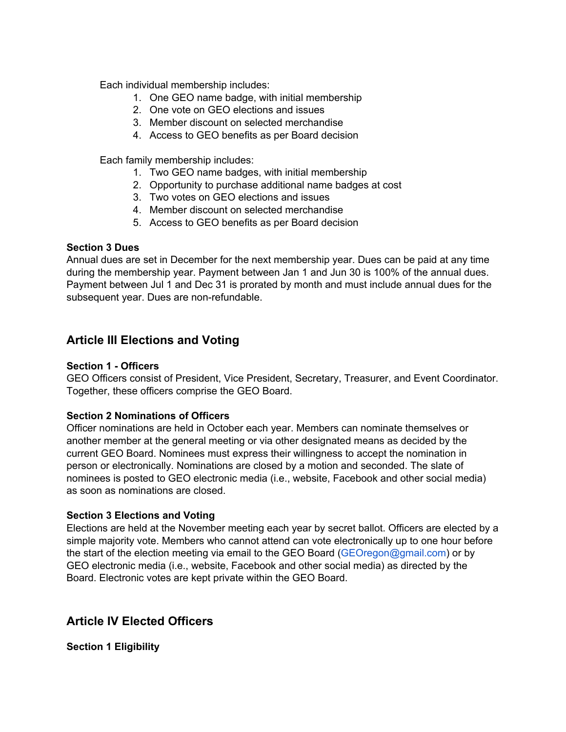Each individual membership includes:

1. One GEO name badge, with initial membership
2. One vote on GEO elections and issues
3. Member discount on selected merchandise
4. Access to GEO benefits as per Board decision

Each family membership includes:

1. Two GEO name badges, with initial membership
2. Opportunity to purchase additional name badges at cost
3. Two votes on GEO elections and issues
4. Member discount on selected merchandise
5. Access to GEO benefits as per Board decision

**Section 3 Dues**

Annual dues are set in December for the next membership year. Dues can be paid at any time during the membership year. Payment between Jan 1 and Jun 30 is 100% of the annual dues. Payment between Jul 1 and Dec 31 is prorated by month and must include annual dues for the subsequent year. Dues are non-refundable.

## Article III Elections and Voting

**Section 1 - Officers**

GEO Officers consist of President, Vice President, Secretary, Treasurer, and Event Coordinator. Together, these officers comprise the GEO Board.

**Section 2 Nominations of Officers**

Officer nominations are held in October each year. Members can nominate themselves or another member at the general meeting or via other designated means as decided by the current GEO Board. Nominees must express their willingness to accept the nomination in person or electronically. Nominations are closed by a motion and seconded. The slate of nominees is posted to GEO electronic media (i.e., website, Facebook and other social media) as soon as nominations are closed.

**Section 3 Elections and Voting**

Elections are held at the November meeting each year by secret ballot. Officers are elected by a simple majority vote. Members who cannot attend can vote electronically up to one hour before the start of the election meeting via email to the GEO Board (GEOregon@gmail.com) or by GEO electronic media (i.e., website, Facebook and other social media) as directed by the Board. Electronic votes are kept private within the GEO Board.

## Article IV Elected Officers

**Section 1 Eligibility**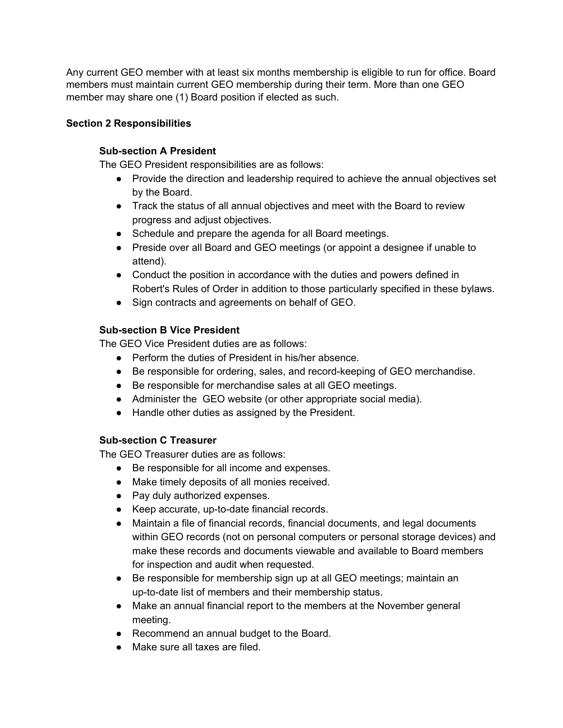Any current GEO member with at least six months membership is eligible to run for office. Board members must maintain current GEO membership during their term. More than one GEO member may share one (1) Board position if elected as such.

**Section 2 Responsibilities**

**Sub-section A President**

The GEO President responsibilities are as follows:

- Provide the direction and leadership required to achieve the annual objectives set by the Board.
- Track the status of all annual objectives and meet with the Board to review progress and adjust objectives.
- Schedule and prepare the agenda for all Board meetings.
- Preside over all Board and GEO meetings (or appoint a designee if unable to attend).
- Conduct the position in accordance with the duties and powers defined in Robert's Rules of Order in addition to those particularly specified in these bylaws.
- Sign contracts and agreements on behalf of GEO.

**Sub-section B Vice President**

The GEO Vice President duties are as follows:

- Perform the duties of President in his/her absence.
- Be responsible for ordering, sales, and record-keeping of GEO merchandise.
- Be responsible for merchandise sales at all GEO meetings.
- Administer the GEO website (or other appropriate social media).
- Handle other duties as assigned by the President.

**Sub-section C Treasurer**

The GEO Treasurer duties are as follows:

- Be responsible for all income and expenses.
- Make timely deposits of all monies received.
- Pay duly authorized expenses.
- Keep accurate, up-to-date financial records.
- Maintain a file of financial records, financial documents, and legal documents within GEO records (not on personal computers or personal storage devices) and make these records and documents viewable and available to Board members for inspection and audit when requested.
- Be responsible for membership sign up at all GEO meetings; maintain an up-to-date list of members and their membership status.
- Make an annual financial report to the members at the November general meeting.
- Recommend an annual budget to the Board.
- Make sure all taxes are filed.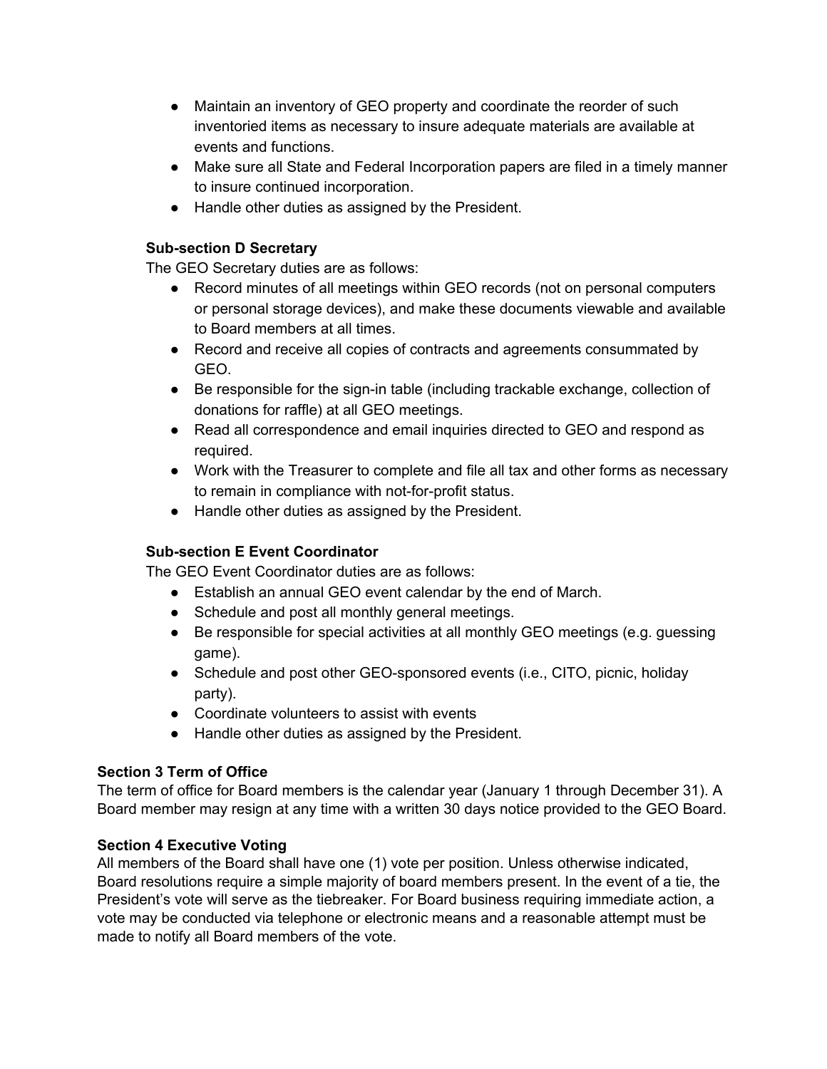- Maintain an inventory of GEO property and coordinate the reorder of such inventoried items as necessary to insure adequate materials are available at events and functions.
- Make sure all State and Federal Incorporation papers are filed in a timely manner to insure continued incorporation.
- Handle other duties as assigned by the President.

### Sub-section D Secretary

The GEO Secretary duties are as follows:

- Record minutes of all meetings within GEO records (not on personal computers or personal storage devices), and make these documents viewable and available to Board members at all times.
- Record and receive all copies of contracts and agreements consummated by GEO.
- Be responsible for the sign-in table (including trackable exchange, collection of donations for raffle) at all GEO meetings.
- Read all correspondence and email inquiries directed to GEO and respond as required.
- Work with the Treasurer to complete and file all tax and other forms as necessary to remain in compliance with not-for-profit status.
- Handle other duties as assigned by the President.

### Sub-section E Event Coordinator

The GEO Event Coordinator duties are as follows:

- Establish an annual GEO event calendar by the end of March.
- Schedule and post all monthly general meetings.
- Be responsible for special activities at all monthly GEO meetings (e.g. guessing game).
- Schedule and post other GEO-sponsored events (i.e., CITO, picnic, holiday party).
- Coordinate volunteers to assist with events
- Handle other duties as assigned by the President.

## Section 3 Term of Office

The term of office for Board members is the calendar year (January 1 through December 31). A Board member may resign at any time with a written 30 days notice provided to the GEO Board.

## Section 4 Executive Voting

All members of the Board shall have one (1) vote per position. Unless otherwise indicated, Board resolutions require a simple majority of board members present. In the event of a tie, the President's vote will serve as the tiebreaker. For Board business requiring immediate action, a vote may be conducted via telephone or electronic means and a reasonable attempt must be made to notify all Board members of the vote.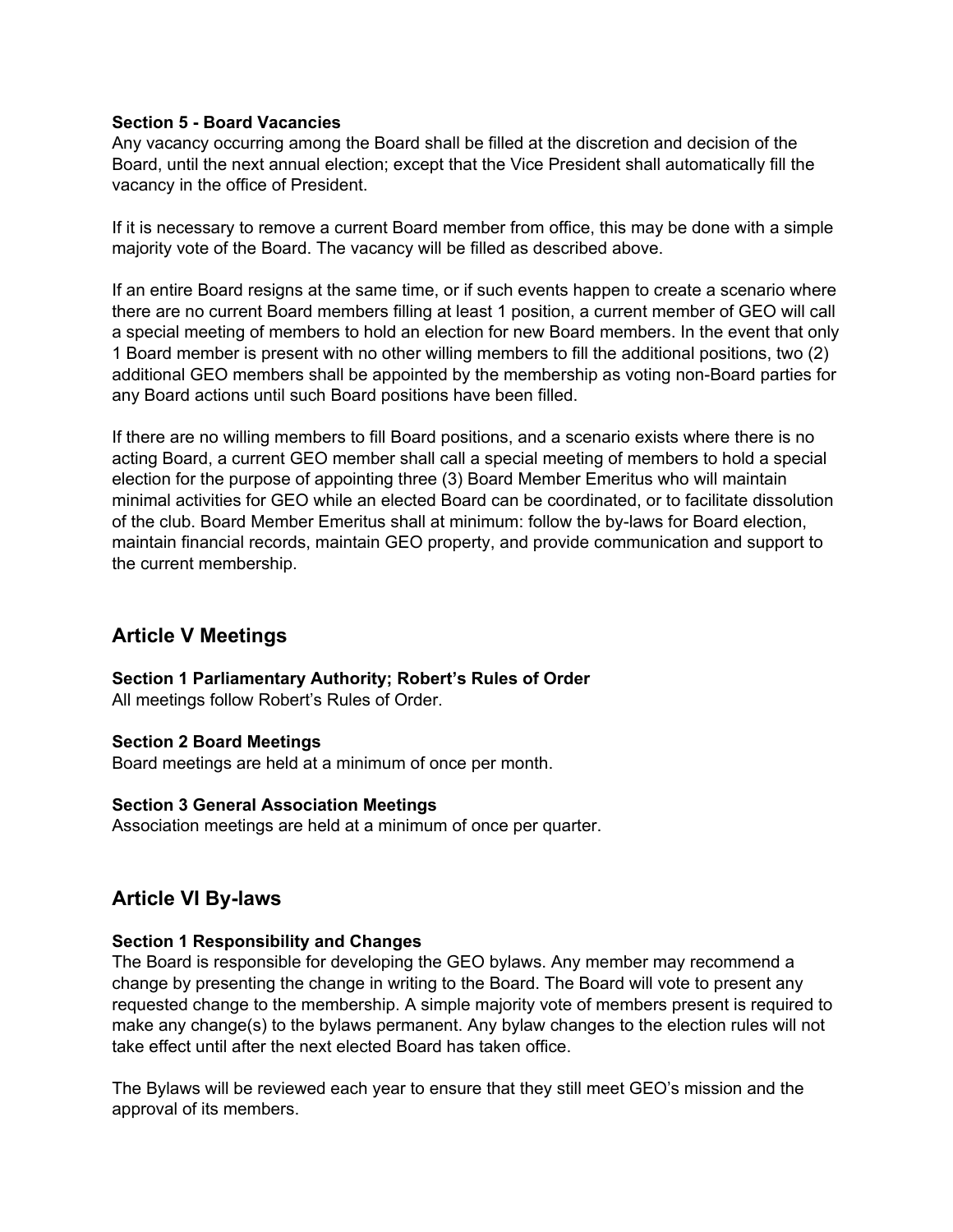### Section 5 - Board Vacancies

Any vacancy occurring among the Board shall be filled at the discretion and decision of the Board, until the next annual election; except that the Vice President shall automatically fill the vacancy in the office of President.

If it is necessary to remove a current Board member from office, this may be done with a simple majority vote of the Board. The vacancy will be filled as described above.

If an entire Board resigns at the same time, or if such events happen to create a scenario where there are no current Board members filling at least 1 position, a current member of GEO will call a special meeting of members to hold an election for new Board members. In the event that only 1 Board member is present with no other willing members to fill the additional positions, two (2) additional GEO members shall be appointed by the membership as voting non-Board parties for any Board actions until such Board positions have been filled.

If there are no willing members to fill Board positions, and a scenario exists where there is no acting Board, a current GEO member shall call a special meeting of members to hold a special election for the purpose of appointing three (3) Board Member Emeritus who will maintain minimal activities for GEO while an elected Board can be coordinated, or to facilitate dissolution of the club. Board Member Emeritus shall at minimum: follow the by-laws for Board election, maintain financial records, maintain GEO property, and provide communication and support to the current membership.

## Article V Meetings

### Section 1 Parliamentary Authority; Robert's Rules of Order

All meetings follow Robert's Rules of Order.

### Section 2 Board Meetings

Board meetings are held at a minimum of once per month.

### Section 3 General Association Meetings

Association meetings are held at a minimum of once per quarter.

## Article VI By-laws

### Section 1 Responsibility and Changes

The Board is responsible for developing the GEO bylaws. Any member may recommend a change by presenting the change in writing to the Board. The Board will vote to present any requested change to the membership. A simple majority vote of members present is required to make any change(s) to the bylaws permanent. Any bylaw changes to the election rules will not take effect until after the next elected Board has taken office.

The Bylaws will be reviewed each year to ensure that they still meet GEO's mission and the approval of its members.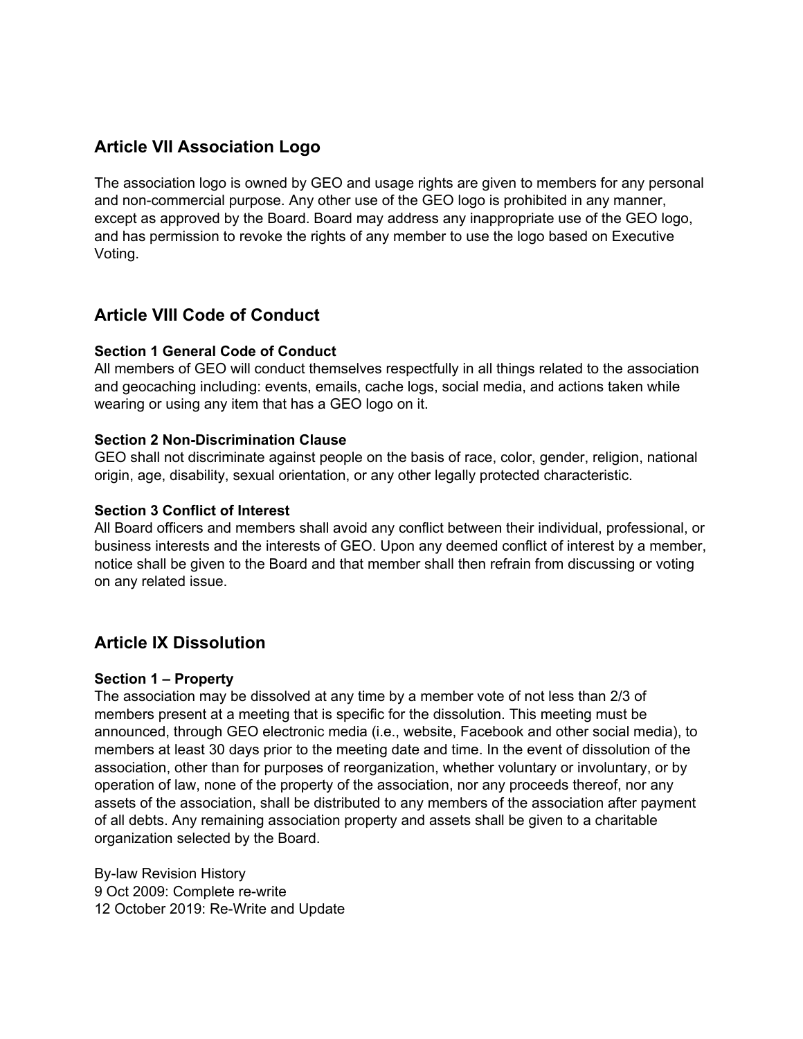## Article VII Association Logo

The association logo is owned by GEO and usage rights are given to members for any personal and non-commercial purpose. Any other use of the GEO logo is prohibited in any manner, except as approved by the Board. Board may address any inappropriate use of the GEO logo, and has permission to revoke the rights of any member to use the logo based on Executive Voting.

## Article VIII Code of Conduct

**Section 1 General Code of Conduct**
All members of GEO will conduct themselves respectfully in all things related to the association and geocaching including: events, emails, cache logs, social media, and actions taken while wearing or using any item that has a GEO logo on it.

**Section 2 Non-Discrimination Clause**
GEO shall not discriminate against people on the basis of race, color, gender, religion, national origin, age, disability, sexual orientation, or any other legally protected characteristic.

**Section 3 Conflict of Interest**
All Board officers and members shall avoid any conflict between their individual, professional, or business interests and the interests of GEO. Upon any deemed conflict of interest by a member, notice shall be given to the Board and that member shall then refrain from discussing or voting on any related issue.

## Article IX Dissolution

**Section 1 – Property**
The association may be dissolved at any time by a member vote of not less than 2/3 of members present at a meeting that is specific for the dissolution. This meeting must be announced, through GEO electronic media (i.e., website, Facebook and other social media), to members at least 30 days prior to the meeting date and time. In the event of dissolution of the association, other than for purposes of reorganization, whether voluntary or involuntary, or by operation of law, none of the property of the association, nor any proceeds thereof, nor any assets of the association, shall be distributed to any members of the association after payment of all debts. Any remaining association property and assets shall be given to a charitable organization selected by the Board.

By-law Revision History
9 Oct 2009: Complete re-write
12 October 2019: Re-Write and Update